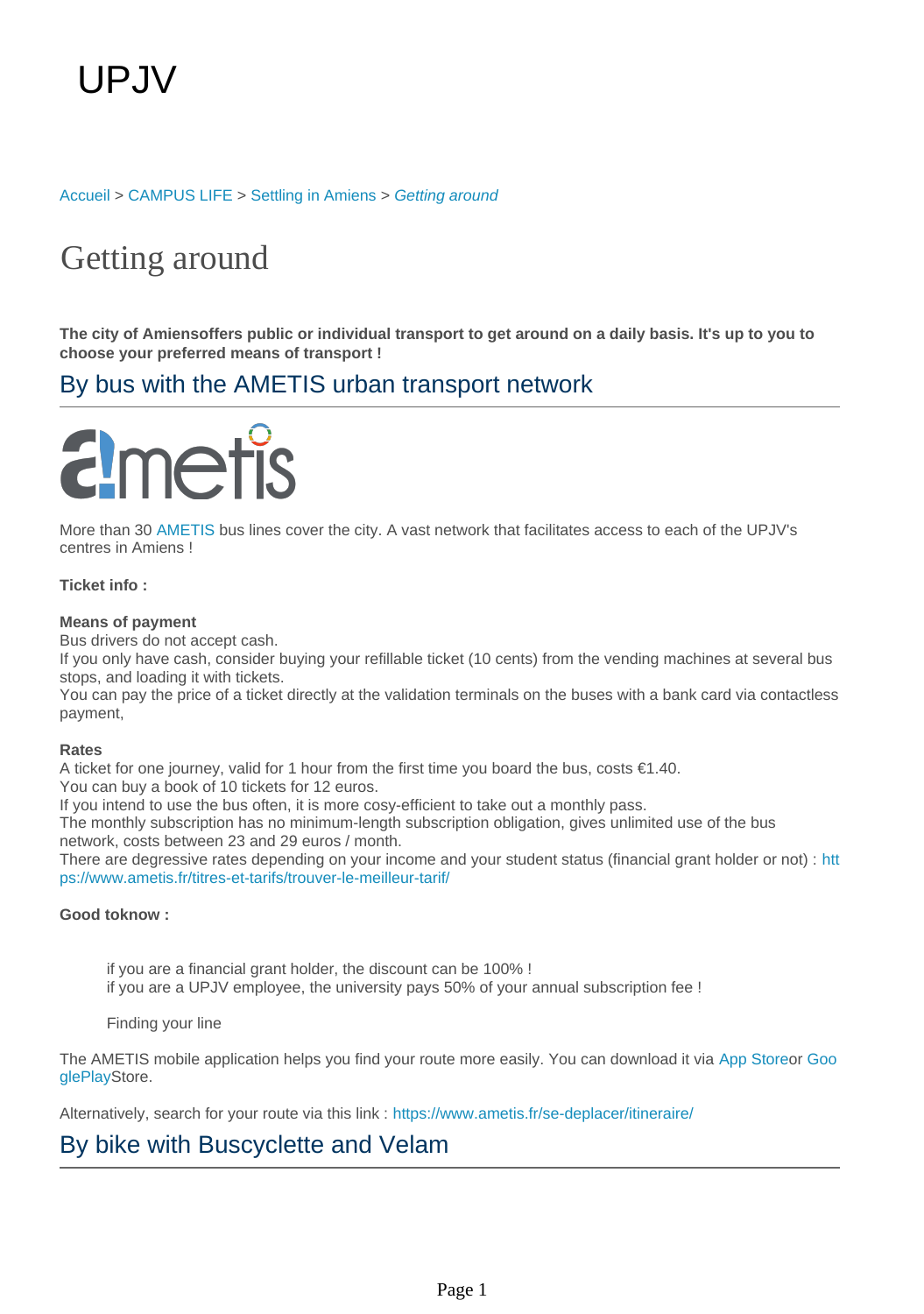UPJV

Accueil > CAMPUS LIFE > Settling in Amiens > *Getting around*

# Getting around

**The city of Amiensoffers public or individual transport to get around on a daily basis. It's up to you to choose your preferred means of transport !**

## By bus with the AMETIS urban transport network

More than 30 AMETIS bus lines cover the city. A vast network that facilitates access to each of the UPJV's centres in Amiens !

**Ticket info :**

**Means of payment**
Bus drivers do not accept cash.
If you only have cash, consider buying your refillable ticket (10 cents) from the vending machines at several bus stops, and loading it with tickets.
You can pay the price of a ticket directly at the validation terminals on the buses with a bank card via contactless payment,

**Rates**
A ticket for one journey, valid for 1 hour from the first time you board the bus, costs €1.40.
You can buy a book of 10 tickets for 12 euros.
If you intend to use the bus often, it is more cosy-efficient to take out a monthly pass.
The monthly subscription has no minimum-length subscription obligation, gives unlimited use of the bus network, costs between 23 and 29 euros / month.
There are degressive rates depending on your income and your student status (financial grant holder or not) : https://www.ametis.fr/titres-et-tarifs/trouver-le-meilleur-tarif/

**Good toknow :**

- if you are a financial grant holder, the discount can be 100% !
- if you are a UPJV employee, the university pays 50% of your annual subscription fee !

Finding your line

The AMETIS mobile application helps you find your route more easily. You can download it via App Storeor GooglePlayStore.

Alternatively, search for your route via this link : https://www.ametis.fr/se-deplacer/itineraire/

## By bike with Buscyclette and Velam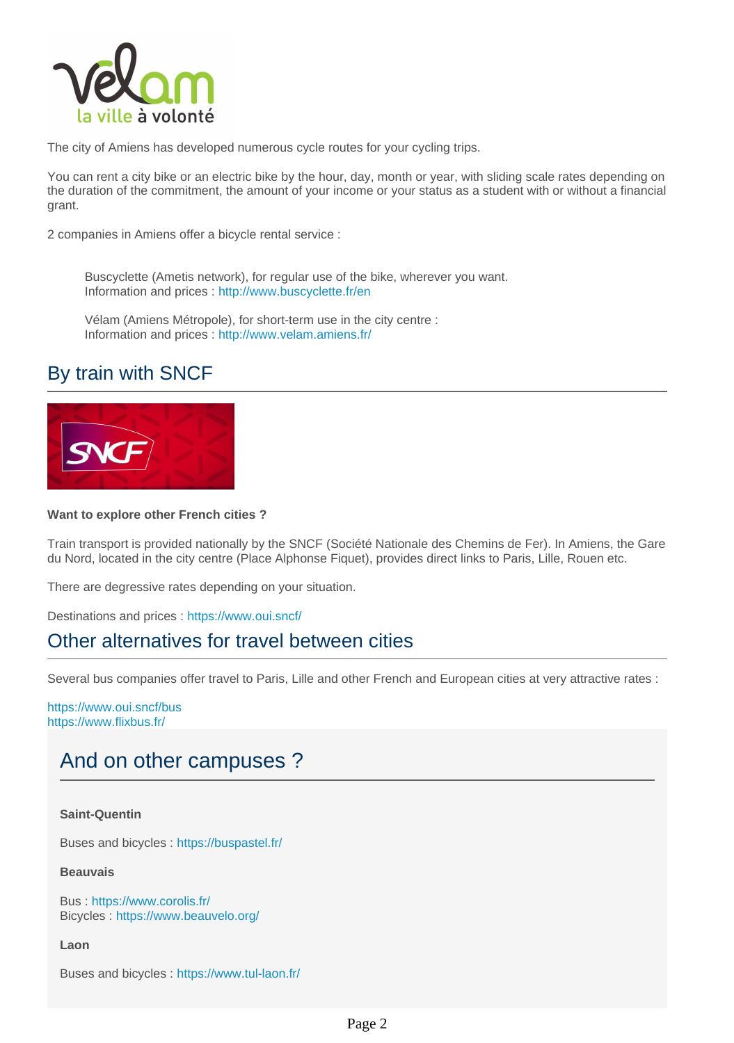The city of Amiens has developed numerous cycle routes for your cycling trips.

You can rent a city bike or an electric bike by the hour, day, month or year, with sliding scale rates depending on the duration of the commitment, the amount of your income or your status as a student with or without a financial grant.

2 companies in Amiens offer a bicycle rental service :

> Buscyclette (Ametis network), for regular use of the bike, wherever you want.
> Information and prices : http://www.buscyclette.fr/en
>
> Vélam (Amiens Métropole), for short-term use in the city centre :
> Information and prices : http://www.velam.amiens.fr/

## By train with SNCF

**Want to explore other French cities ?**

Train transport is provided nationally by the SNCF (Société Nationale des Chemins de Fer). In Amiens, the Gare du Nord, located in the city centre (Place Alphonse Fiquet), provides direct links to Paris, Lille, Rouen etc.

There are degressive rates depending on your situation.

Destinations and prices : https://www.oui.sncf/

## Other alternatives for travel between cities

Several bus companies offer travel to Paris, Lille and other French and European cities at very attractive rates :

https://www.oui.sncf/bus
https://www.flixbus.fr/

## And on other campuses ?

**Saint-Quentin**

Buses and bicycles : https://buspastel.fr/

**Beauvais**

Bus : https://www.corolis.fr/
Bicycles : https://www.beauvelo.org/

**Laon**

Buses and bicycles : https://www.tul-laon.fr/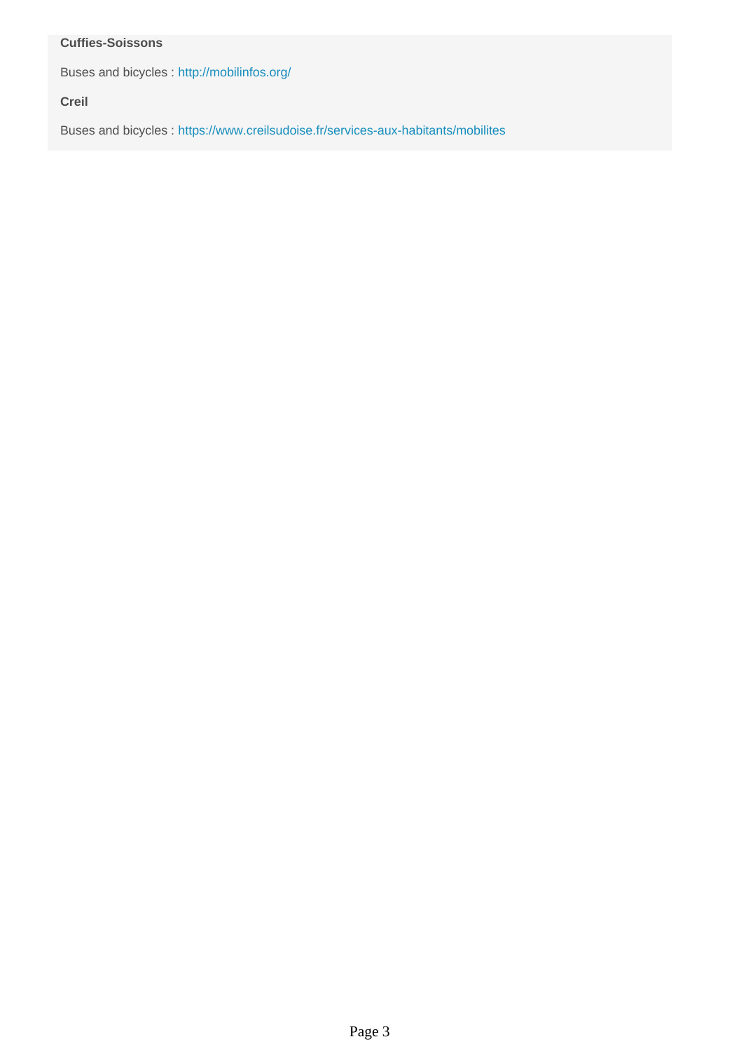**Cuffies-Soissons**

Buses and bicycles : http://mobilinfos.org/

**Creil**

Buses and bicycles : https://www.creilsudoise.fr/services-aux-habitants/mobilites